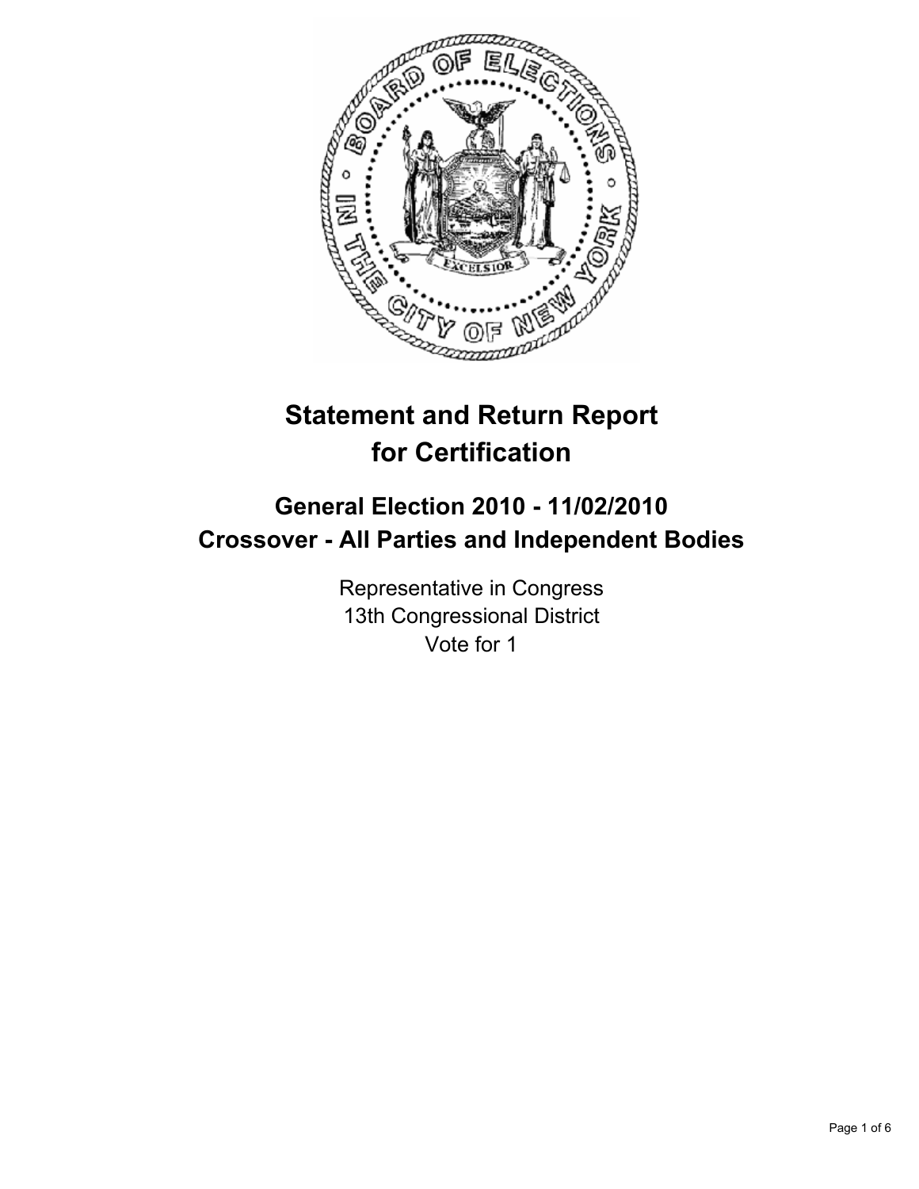# Statement and Return Report for Certification

## General Election 2010 - 11/02/2010
## Crossover - All Parties and Independent Bodies

Representative in Congress
13th Congressional District
Vote for 1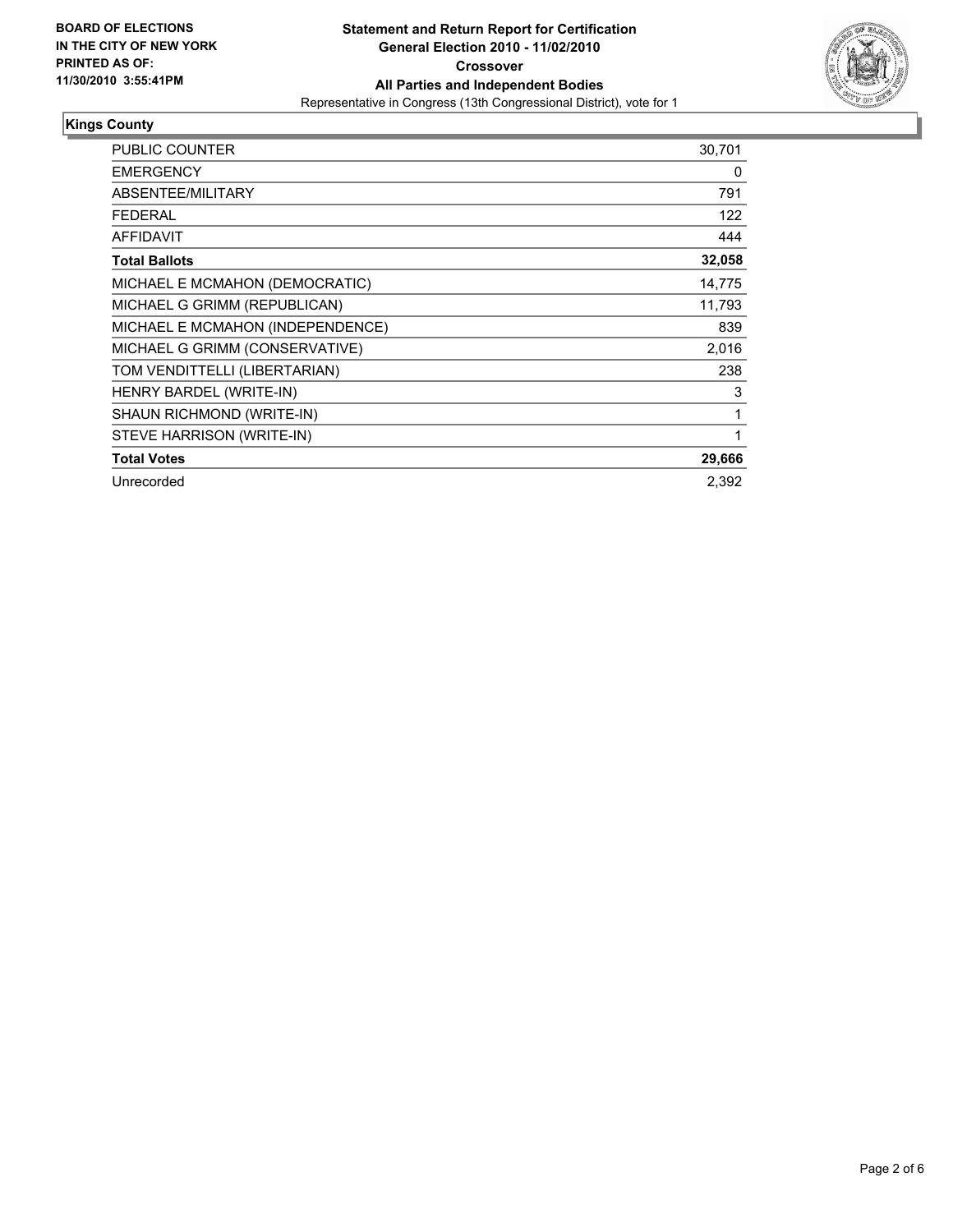**BOARD OF ELECTIONS IN THE CITY OF NEW YORK PRINTED AS OF: 11/30/2010 3:55:41PM**

**Statement and Return Report for Certification**
**General Election 2010 - 11/02/2010**
**Crossover**
**All Parties and Independent Bodies**
Representative in Congress (13th Congressional District), vote for 1

## Kings County

| | |
|---|---|
| PUBLIC COUNTER | 30,701 |
| EMERGENCY | 0 |
| ABSENTEE/MILITARY | 791 |
| FEDERAL | 122 |
| AFFIDAVIT | 444 |
| **Total Ballots** | **32,058** |
| MICHAEL E MCMAHON (DEMOCRATIC) | 14,775 |
| MICHAEL G GRIMM (REPUBLICAN) | 11,793 |
| MICHAEL E MCMAHON (INDEPENDENCE) | 839 |
| MICHAEL G GRIMM (CONSERVATIVE) | 2,016 |
| TOM VENDITTELLI (LIBERTARIAN) | 238 |
| HENRY BARDEL (WRITE-IN) | 3 |
| SHAUN RICHMOND (WRITE-IN) | 1 |
| STEVE HARRISON (WRITE-IN) | 1 |
| **Total Votes** | **29,666** |
| Unrecorded | 2,392 |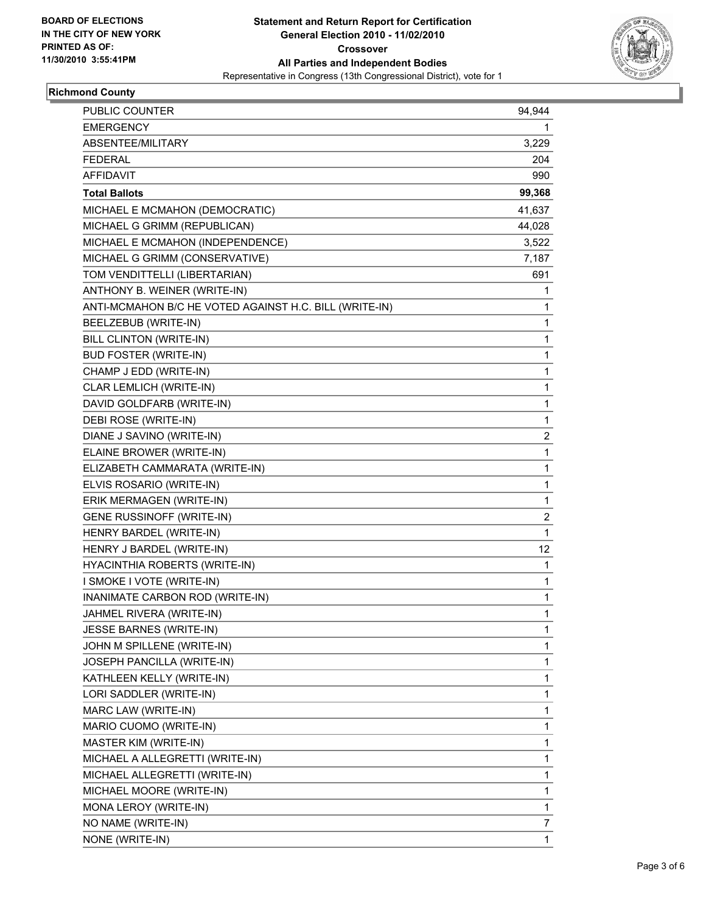**BOARD OF ELECTIONS IN THE CITY OF NEW YORK PRINTED AS OF: 11/30/2010 3:55:41PM**

**Statement and Return Report for Certification General Election 2010 - 11/02/2010 Crossover All Parties and Independent Bodies**

Representative in Congress (13th Congressional District), vote for 1

## Richmond County

| | |
|---|---|
| PUBLIC COUNTER | 94,944 |
| EMERGENCY | 1 |
| ABSENTEE/MILITARY | 3,229 |
| FEDERAL | 204 |
| AFFIDAVIT | 990 |
| **Total Ballots** | **99,368** |
| MICHAEL E MCMAHON (DEMOCRATIC) | 41,637 |
| MICHAEL G GRIMM (REPUBLICAN) | 44,028 |
| MICHAEL E MCMAHON (INDEPENDENCE) | 3,522 |
| MICHAEL G GRIMM (CONSERVATIVE) | 7,187 |
| TOM VENDITTELLI (LIBERTARIAN) | 691 |
| ANTHONY B. WEINER (WRITE-IN) | 1 |
| ANTI-MCMAHON B/C HE VOTED AGAINST H.C. BILL (WRITE-IN) | 1 |
| BEELZEBUB (WRITE-IN) | 1 |
| BILL CLINTON (WRITE-IN) | 1 |
| BUD FOSTER (WRITE-IN) | 1 |
| CHAMP J EDD (WRITE-IN) | 1 |
| CLAR LEMLICH (WRITE-IN) | 1 |
| DAVID GOLDFARB (WRITE-IN) | 1 |
| DEBI ROSE (WRITE-IN) | 1 |
| DIANE J SAVINO (WRITE-IN) | 2 |
| ELAINE BROWER (WRITE-IN) | 1 |
| ELIZABETH CAMMARATA (WRITE-IN) | 1 |
| ELVIS ROSARIO (WRITE-IN) | 1 |
| ERIK MERMAGEN (WRITE-IN) | 1 |
| GENE RUSSINOFF (WRITE-IN) | 2 |
| HENRY BARDEL (WRITE-IN) | 1 |
| HENRY J BARDEL (WRITE-IN) | 12 |
| HYACINTHIA ROBERTS (WRITE-IN) | 1 |
| I SMOKE I VOTE (WRITE-IN) | 1 |
| INANIMATE CARBON ROD (WRITE-IN) | 1 |
| JAHMEL RIVERA (WRITE-IN) | 1 |
| JESSE BARNES (WRITE-IN) | 1 |
| JOHN M SPILLENE (WRITE-IN) | 1 |
| JOSEPH PANCILLA (WRITE-IN) | 1 |
| KATHLEEN KELLY (WRITE-IN) | 1 |
| LORI SADDLER (WRITE-IN) | 1 |
| MARC LAW (WRITE-IN) | 1 |
| MARIO CUOMO (WRITE-IN) | 1 |
| MASTER KIM (WRITE-IN) | 1 |
| MICHAEL A ALLEGRETTI (WRITE-IN) | 1 |
| MICHAEL ALLEGRETTI (WRITE-IN) | 1 |
| MICHAEL MOORE (WRITE-IN) | 1 |
| MONA LEROY (WRITE-IN) | 1 |
| NO NAME (WRITE-IN) | 7 |
| NONE (WRITE-IN) | 1 |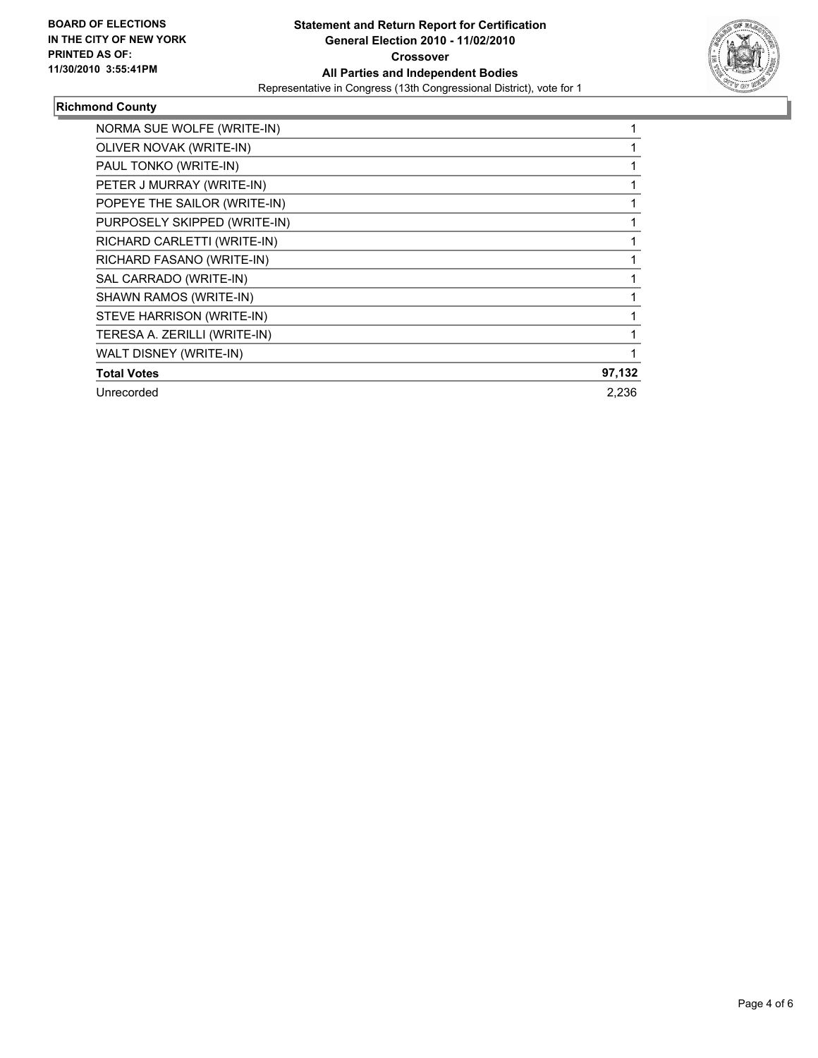**BOARD OF ELECTIONS IN THE CITY OF NEW YORK PRINTED AS OF: 11/30/2010 3:55:41PM**

**Statement and Return Report for Certification**
**General Election 2010 - 11/02/2010**
**Crossover**
**All Parties and Independent Bodies**
Representative in Congress (13th Congressional District), vote for 1

### Richmond County

| | |
|---|---|
| NORMA SUE WOLFE (WRITE-IN) | 1 |
| OLIVER NOVAK (WRITE-IN) | 1 |
| PAUL TONKO (WRITE-IN) | 1 |
| PETER J MURRAY (WRITE-IN) | 1 |
| POPEYE THE SAILOR (WRITE-IN) | 1 |
| PURPOSELY SKIPPED (WRITE-IN) | 1 |
| RICHARD CARLETTI (WRITE-IN) | 1 |
| RICHARD FASANO (WRITE-IN) | 1 |
| SAL CARRADO (WRITE-IN) | 1 |
| SHAWN RAMOS (WRITE-IN) | 1 |
| STEVE HARRISON (WRITE-IN) | 1 |
| TERESA A. ZERILLI (WRITE-IN) | 1 |
| WALT DISNEY (WRITE-IN) | 1 |
| **Total Votes** | **97,132** |
| Unrecorded | 2,236 |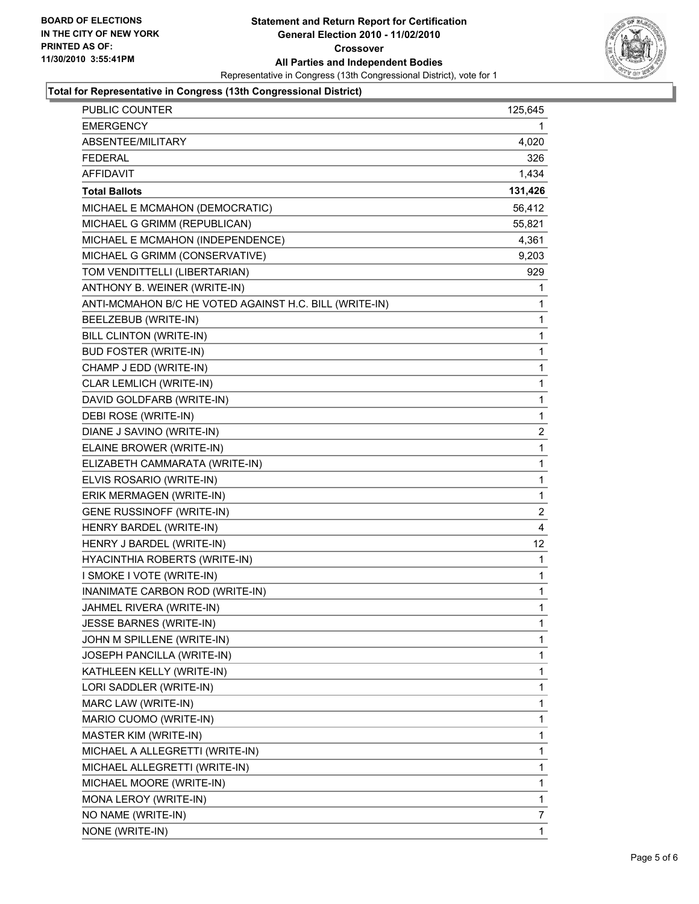**BOARD OF ELECTIONS IN THE CITY OF NEW YORK PRINTED AS OF: 11/30/2010 3:55:41PM**

# Statement and Return Report for Certification
## General Election 2010 - 11/02/2010
## Crossover
## All Parties and Independent Bodies

Representative in Congress (13th Congressional District), vote for 1

**Total for Representative in Congress (13th Congressional District)**

| | |
|---|---|
| PUBLIC COUNTER | 125,645 |
| EMERGENCY | 1 |
| ABSENTEE/MILITARY | 4,020 |
| FEDERAL | 326 |
| AFFIDAVIT | 1,434 |
| **Total Ballots** | **131,426** |
| MICHAEL E MCMAHON (DEMOCRATIC) | 56,412 |
| MICHAEL G GRIMM (REPUBLICAN) | 55,821 |
| MICHAEL E MCMAHON (INDEPENDENCE) | 4,361 |
| MICHAEL G GRIMM (CONSERVATIVE) | 9,203 |
| TOM VENDITTELLI (LIBERTARIAN) | 929 |
| ANTHONY B. WEINER (WRITE-IN) | 1 |
| ANTI-MCMAHON B/C HE VOTED AGAINST H.C. BILL (WRITE-IN) | 1 |
| BEELZEBUB (WRITE-IN) | 1 |
| BILL CLINTON (WRITE-IN) | 1 |
| BUD FOSTER (WRITE-IN) | 1 |
| CHAMP J EDD (WRITE-IN) | 1 |
| CLAR LEMLICH (WRITE-IN) | 1 |
| DAVID GOLDFARB (WRITE-IN) | 1 |
| DEBI ROSE (WRITE-IN) | 1 |
| DIANE J SAVINO (WRITE-IN) | 2 |
| ELAINE BROWER (WRITE-IN) | 1 |
| ELIZABETH CAMMARATA (WRITE-IN) | 1 |
| ELVIS ROSARIO (WRITE-IN) | 1 |
| ERIK MERMAGEN (WRITE-IN) | 1 |
| GENE RUSSINOFF (WRITE-IN) | 2 |
| HENRY BARDEL (WRITE-IN) | 4 |
| HENRY J BARDEL (WRITE-IN) | 12 |
| HYACINTHIA ROBERTS (WRITE-IN) | 1 |
| I SMOKE I VOTE (WRITE-IN) | 1 |
| INANIMATE CARBON ROD (WRITE-IN) | 1 |
| JAHMEL RIVERA (WRITE-IN) | 1 |
| JESSE BARNES (WRITE-IN) | 1 |
| JOHN M SPILLENE (WRITE-IN) | 1 |
| JOSEPH PANCILLA (WRITE-IN) | 1 |
| KATHLEEN KELLY (WRITE-IN) | 1 |
| LORI SADDLER (WRITE-IN) | 1 |
| MARC LAW (WRITE-IN) | 1 |
| MARIO CUOMO (WRITE-IN) | 1 |
| MASTER KIM (WRITE-IN) | 1 |
| MICHAEL A ALLEGRETTI (WRITE-IN) | 1 |
| MICHAEL ALLEGRETTI (WRITE-IN) | 1 |
| MICHAEL MOORE (WRITE-IN) | 1 |
| MONA LEROY (WRITE-IN) | 1 |
| NO NAME (WRITE-IN) | 7 |
| NONE (WRITE-IN) | 1 |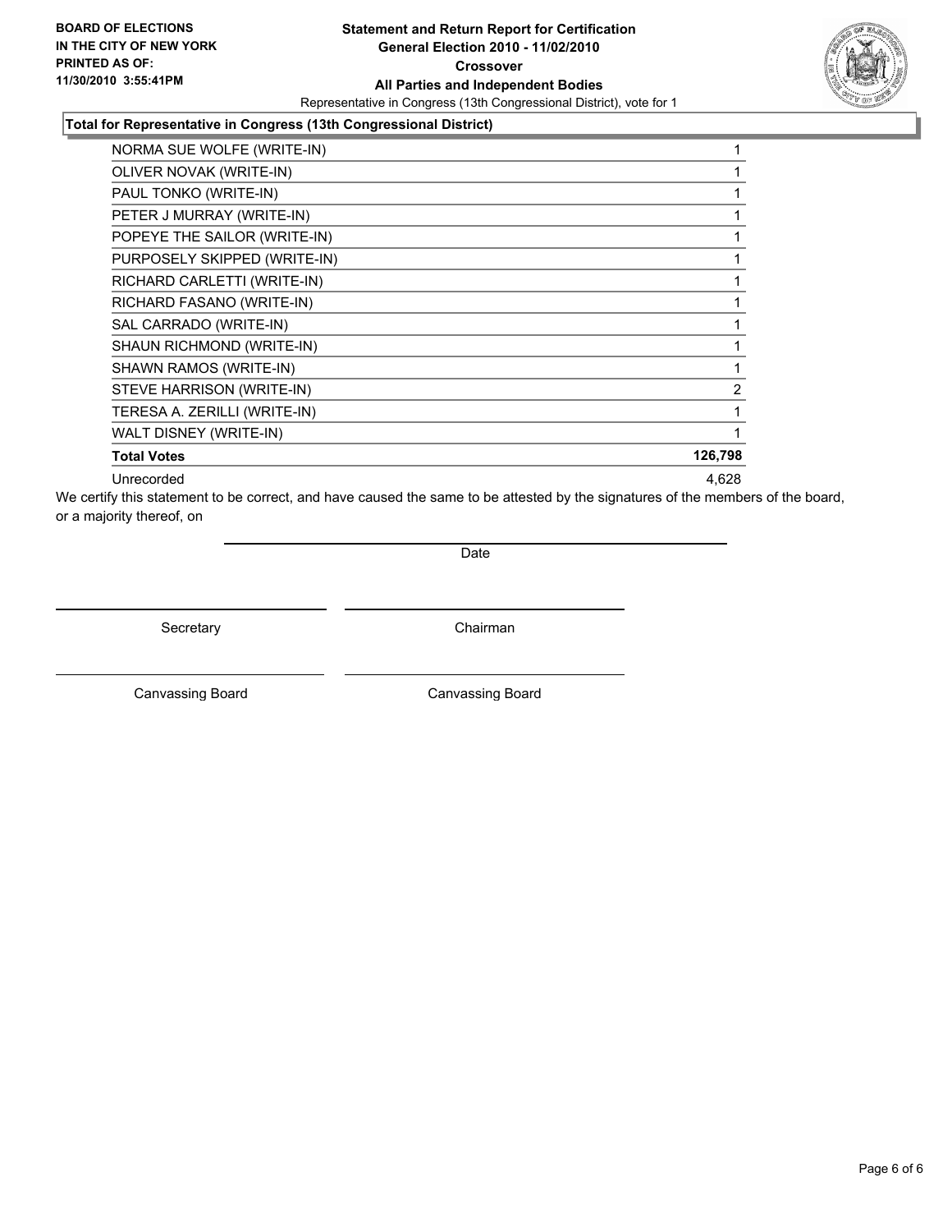**BOARD OF ELECTIONS IN THE CITY OF NEW YORK PRINTED AS OF: 11/30/2010 3:55:41PM**

**Statement and Return Report for Certification**
**General Election 2010 - 11/02/2010**
**Crossover**
**All Parties and Independent Bodies**
Representative in Congress (13th Congressional District), vote for 1

**Total for Representative in Congress (13th Congressional District)**

| | |
|---|---|
| NORMA SUE WOLFE (WRITE-IN) | 1 |
| OLIVER NOVAK (WRITE-IN) | 1 |
| PAUL TONKO (WRITE-IN) | 1 |
| PETER J MURRAY (WRITE-IN) | 1 |
| POPEYE THE SAILOR (WRITE-IN) | 1 |
| PURPOSELY SKIPPED (WRITE-IN) | 1 |
| RICHARD CARLETTI (WRITE-IN) | 1 |
| RICHARD FASANO (WRITE-IN) | 1 |
| SAL CARRADO (WRITE-IN) | 1 |
| SHAUN RICHMOND (WRITE-IN) | 1 |
| SHAWN RAMOS (WRITE-IN) | 1 |
| STEVE HARRISON (WRITE-IN) | 2 |
| TERESA A. ZERILLI (WRITE-IN) | 1 |
| WALT DISNEY (WRITE-IN) | 1 |
| **Total Votes** | **126,798** |
| Unrecorded | 4,628 |

We certify this statement to be correct, and have caused the same to be attested by the signatures of the members of the board, or a majority thereof, on

Date

Secretary

Chairman

Canvassing Board

Canvassing Board